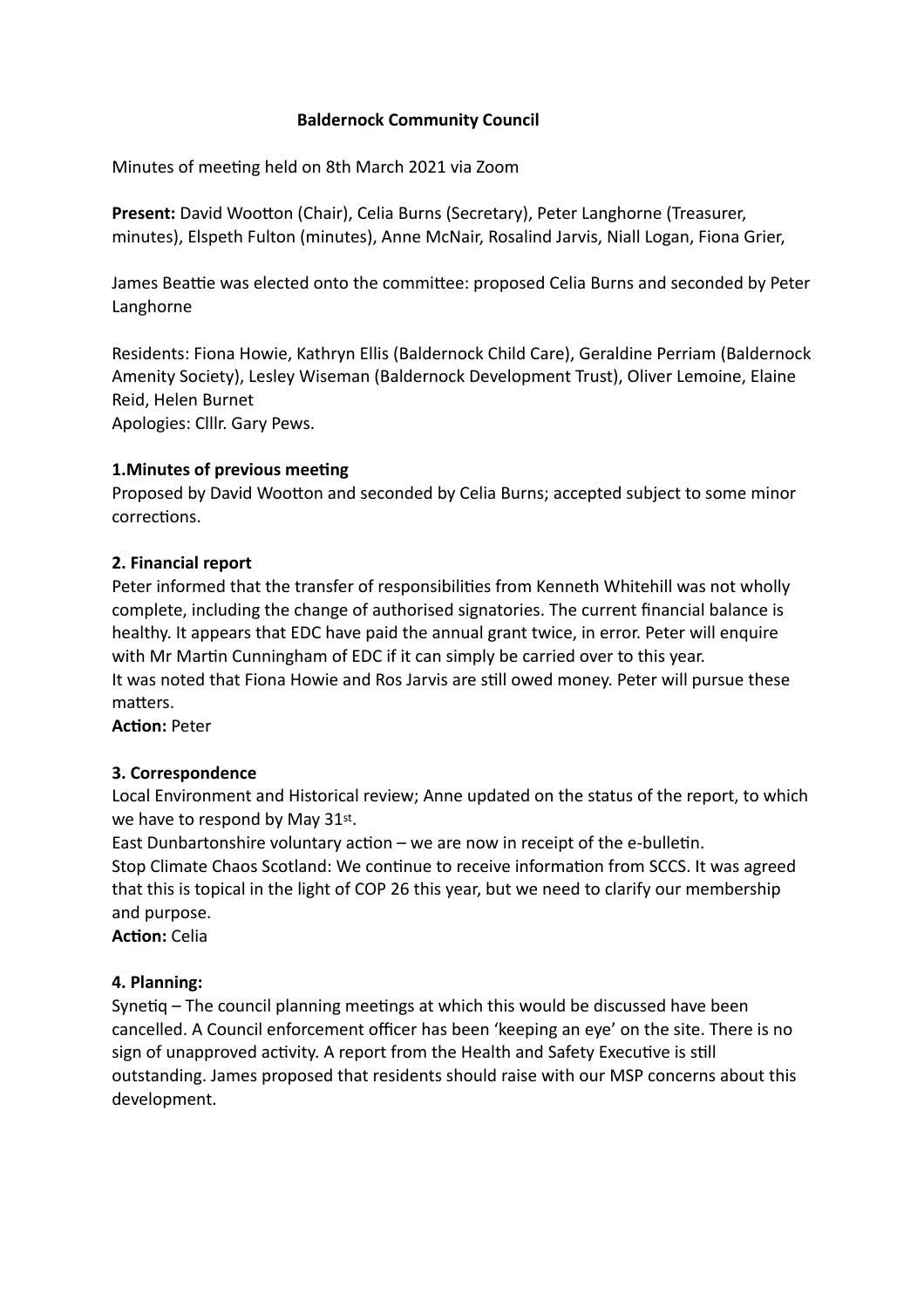**Baldernock Community Council**

Minutes of meeting held on 8th March 2021 via Zoom

**Present:** David Wootton (Chair), Celia Burns (Secretary), Peter Langhorne (Treasurer, minutes), Elspeth Fulton (minutes), Anne McNair, Rosalind Jarvis, Niall Logan, Fiona Grier,

James Beattie was elected onto the committee: proposed Celia Burns and seconded by Peter Langhorne

Residents: Fiona Howie, Kathryn Ellis (Baldernock Child Care), Geraldine Perriam (Baldernock Amenity Society), Lesley Wiseman (Baldernock Development Trust), Oliver Lemoine, Elaine Reid, Helen Burnet
Apologies: Clllr. Gary Pews.

**1.Minutes of previous meeting**

Proposed by David Wootton and seconded by Celia Burns; accepted subject to some minor corrections.

**2. Financial report**

Peter informed that the transfer of responsibilities from Kenneth Whitehill was not wholly complete, including the change of authorised signatories. The current financial balance is healthy. It appears that EDC have paid the annual grant twice, in error. Peter will enquire with Mr Martin Cunningham of EDC if it can simply be carried over to this year.
It was noted that Fiona Howie and Ros Jarvis are still owed money. Peter will pursue these matters.
**Action:** Peter

**3. Correspondence**

Local Environment and Historical review; Anne updated on the status of the report, to which we have to respond by May 31st.
East Dunbartonshire voluntary action – we are now in receipt of the e-bulletin.
Stop Climate Chaos Scotland: We continue to receive information from SCCS. It was agreed that this is topical in the light of COP 26 this year, but we need to clarify our membership and purpose.
**Action:** Celia

**4. Planning:**

Synetiq – The council planning meetings at which this would be discussed have been cancelled. A Council enforcement officer has been 'keeping an eye' on the site. There is no sign of unapproved activity. A report from the Health and Safety Executive is still outstanding. James proposed that residents should raise with our MSP concerns about this development.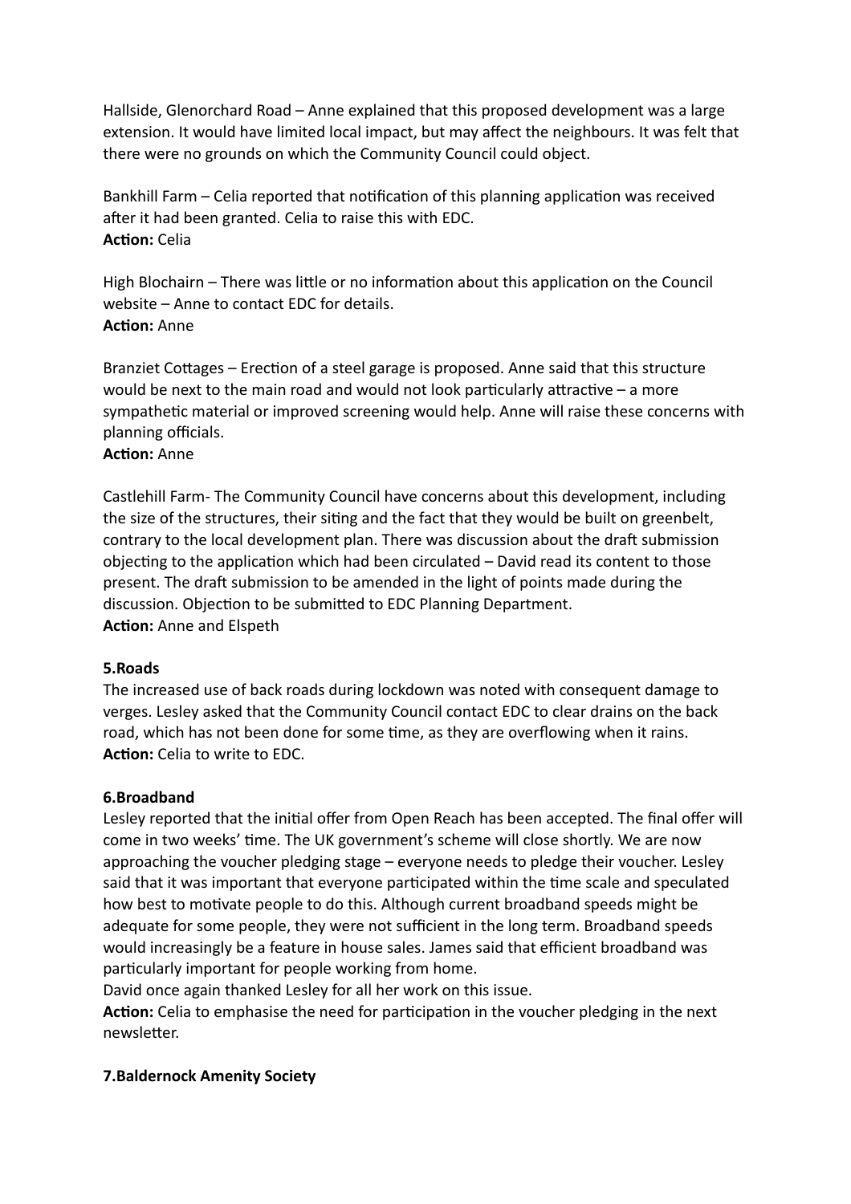Hallside, Glenorchard Road – Anne explained that this proposed development was a large extension. It would have limited local impact, but may affect the neighbours. It was felt that there were no grounds on which the Community Council could object.

Bankhill Farm – Celia reported that notification of this planning application was received after it had been granted. Celia to raise this with EDC.
**Action:** Celia

High Blochairn – There was little or no information about this application on the Council website – Anne to contact EDC for details.
**Action:** Anne

Branziet Cottages – Erection of a steel garage is proposed. Anne said that this structure would be next to the main road and would not look particularly attractive – a more sympathetic material or improved screening would help. Anne will raise these concerns with planning officials.
**Action:** Anne

Castlehill Farm- The Community Council have concerns about this development, including the size of the structures, their siting and the fact that they would be built on greenbelt, contrary to the local development plan. There was discussion about the draft submission objecting to the application which had been circulated – David read its content to those present. The draft submission to be amended in the light of points made during the discussion. Objection to be submitted to EDC Planning Department.
**Action:** Anne and Elspeth

**5.Roads**

The increased use of back roads during lockdown was noted with consequent damage to verges. Lesley asked that the Community Council contact EDC to clear drains on the back road, which has not been done for some time, as they are overflowing when it rains.
**Action:** Celia to write to EDC.

**6.Broadband**

Lesley reported that the initial offer from Open Reach has been accepted. The final offer will come in two weeks' time. The UK government's scheme will close shortly. We are now approaching the voucher pledging stage – everyone needs to pledge their voucher. Lesley said that it was important that everyone participated within the time scale and speculated how best to motivate people to do this. Although current broadband speeds might be adequate for some people, they were not sufficient in the long term. Broadband speeds would increasingly be a feature in house sales. James said that efficient broadband was particularly important for people working from home.
David once again thanked Lesley for all her work on this issue.
**Action:** Celia to emphasise the need for participation in the voucher pledging in the next newsletter.

**7.Baldernock Amenity Society**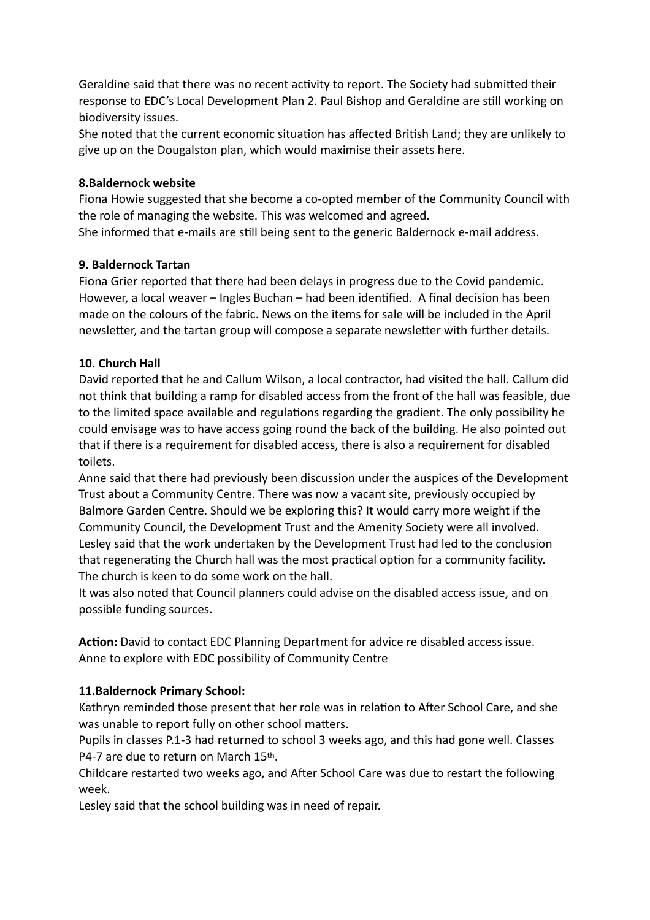Geraldine said that there was no recent activity to report. The Society had submitted their response to EDC's Local Development Plan 2. Paul Bishop and Geraldine are still working on biodiversity issues.
She noted that the current economic situation has affected British Land; they are unlikely to give up on the Dougalston plan, which would maximise their assets here.

**8.Baldernock website**

Fiona Howie suggested that she become a co-opted member of the Community Council with the role of managing the website. This was welcomed and agreed.
She informed that e-mails are still being sent to the generic Baldernock e-mail address.

**9. Baldernock Tartan**

Fiona Grier reported that there had been delays in progress due to the Covid pandemic. However, a local weaver – Ingles Buchan – had been identified. A final decision has been made on the colours of the fabric. News on the items for sale will be included in the April newsletter, and the tartan group will compose a separate newsletter with further details.

**10. Church Hall**

David reported that he and Callum Wilson, a local contractor, had visited the hall. Callum did not think that building a ramp for disabled access from the front of the hall was feasible, due to the limited space available and regulations regarding the gradient. The only possibility he could envisage was to have access going round the back of the building. He also pointed out that if there is a requirement for disabled access, there is also a requirement for disabled toilets.
Anne said that there had previously been discussion under the auspices of the Development Trust about a Community Centre. There was now a vacant site, previously occupied by Balmore Garden Centre. Should we be exploring this? It would carry more weight if the Community Council, the Development Trust and the Amenity Society were all involved.
Lesley said that the work undertaken by the Development Trust had led to the conclusion that regenerating the Church hall was the most practical option for a community facility. The church is keen to do some work on the hall.
It was also noted that Council planners could advise on the disabled access issue, and on possible funding sources.

**Action:** David to contact EDC Planning Department for advice re disabled access issue.
Anne to explore with EDC possibility of Community Centre

**11.Baldernock Primary School:**

Kathryn reminded those present that her role was in relation to After School Care, and she was unable to report fully on other school matters.
Pupils in classes P.1-3 had returned to school 3 weeks ago, and this had gone well. Classes P4-7 are due to return on March 15th.
Childcare restarted two weeks ago, and After School Care was due to restart the following week.
Lesley said that the school building was in need of repair.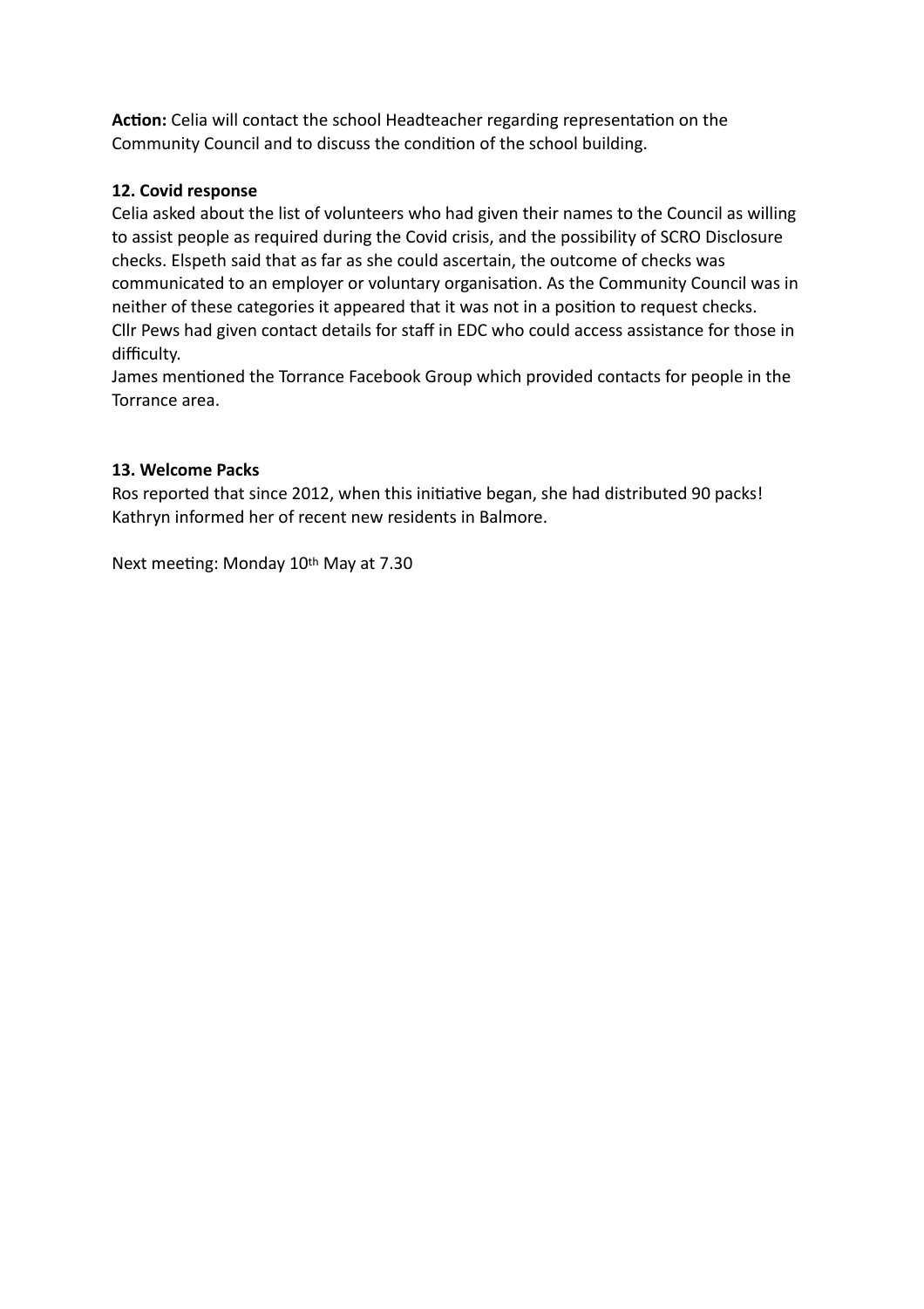**Action:** Celia will contact the school Headteacher regarding representation on the Community Council and to discuss the condition of the school building.

**12. Covid response**

Celia asked about the list of volunteers who had given their names to the Council as willing to assist people as required during the Covid crisis, and the possibility of SCRO Disclosure checks. Elspeth said that as far as she could ascertain, the outcome of checks was communicated to an employer or voluntary organisation. As the Community Council was in neither of these categories it appeared that it was not in a position to request checks. Cllr Pews had given contact details for staff in EDC who could access assistance for those in difficulty.

James mentioned the Torrance Facebook Group which provided contacts for people in the Torrance area.

**13. Welcome Packs**

Ros reported that since 2012, when this initiative began, she had distributed 90 packs! Kathryn informed her of recent new residents in Balmore.

Next meeting: Monday 10th May at 7.30